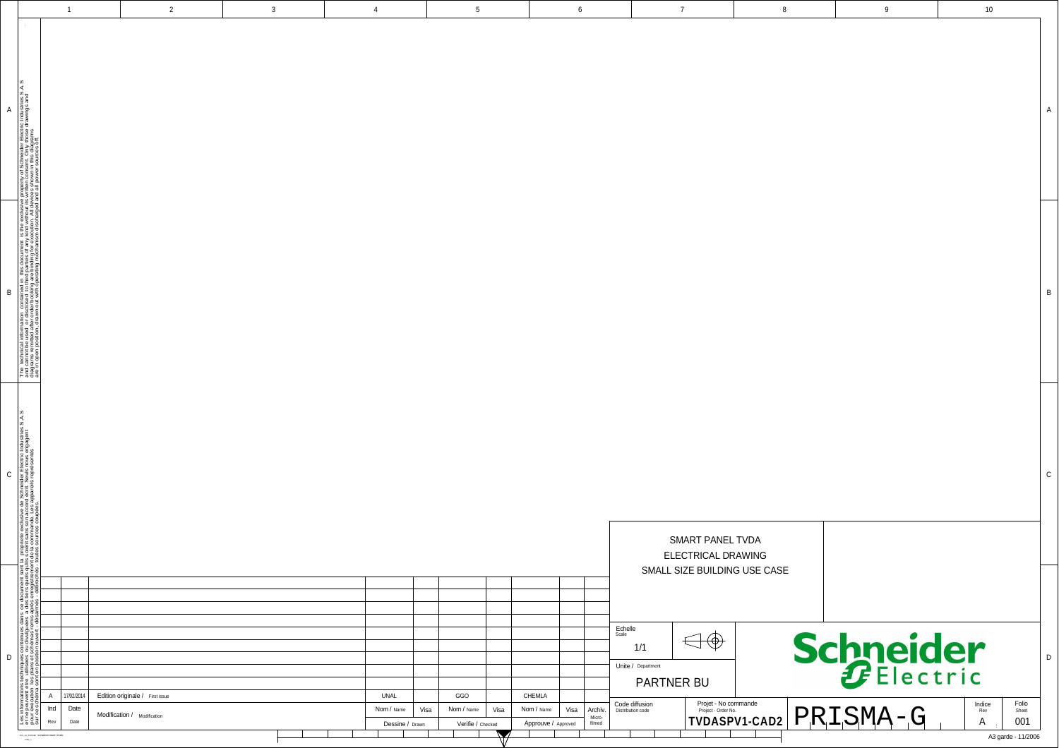# SMART PANEL TVDA

## ELECTRICAL DRAWING

## SMALL SIZE BUILDING USE CASE

The technical information contained in this document is the exclusive property of Schneider Electric Industries S.A.S and cannot be used or disclosed to third parties of any kind without its written consent. Only those drawings and diagrams remitted after order booking are binding for execution. All devices shown in this diagrams are in open position, drawn out with operating mechanism discharged and all power sources off.

Les informations techniques contenues dans ce document sont la propriété exclusive de Schneider Electric Industries S.A.S et ne peuvent être utilisées ou divulguées à des tiers quels qu'ils soient sans son accord écrit. Seuls nous engagent pour exécution les plans et schémas remis après enregistrement de la commande. Les appareils représentés sur ce schéma sont en position ouvert - débrochés - désarmés - toutes sources coupées.

| Ind / Rev | Date | Modification | Nom / Name (Dessine / Drawn) | Visa | Nom / Name (Verifie / Checked) | Visa | Nom / Name (Approuve / Approved) | Visa | Archiv. Micro-filmed |
|---|---|---|---|---|---|---|---|---|---|
| A | 17/02/2014 | Edition originale / First issue | UNAL | | GGO | | CHEMLA | | |

| Echelle / Scale | Unite / Department | Code diffusion / Distribution code | Projet - No commande / Project - Order No. | | Indice / Rev | Folio / Sheet |
|---|---|---|---|---|---|---|
| 1/1 | PARTNER BU | | TVDASPV1-CAD2 | PRISMA-G | A | 001 |

Schneider Electric

A3 garde - 11/2006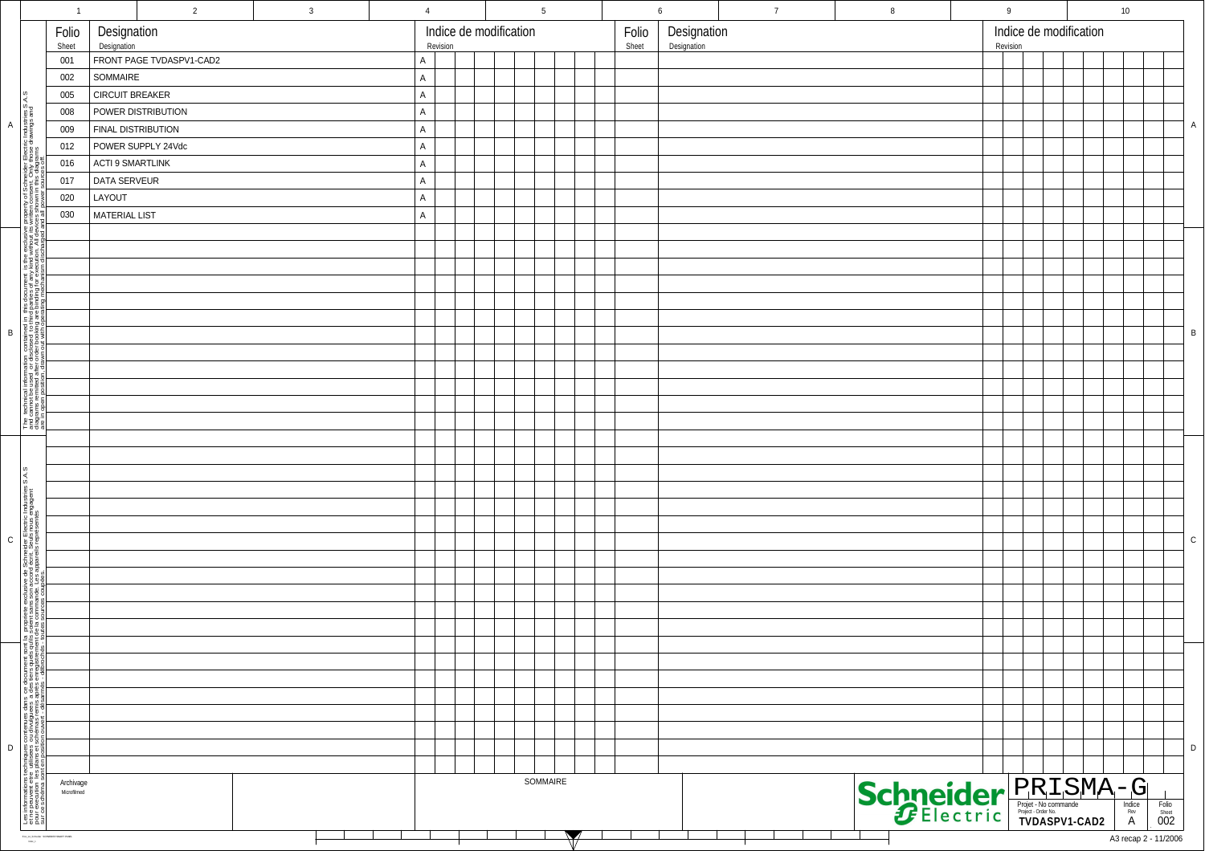| Folio Sheet | Designation | Indice de modification Revision |
|---|---|---|
| 001 | FRONT PAGE TVDASPV1-CAD2 | A |
| 002 | SOMMAIRE | A |
| 005 | CIRCUIT BREAKER | A |
| 008 | POWER DISTRIBUTION | A |
| 009 | FINAL DISTRIBUTION | A |
| 012 | POWER SUPPLY 24Vdc | A |
| 016 | ACTI 9 SMARTLINK | A |
| 017 | DATA SERVEUR | A |
| 020 | LAYOUT | A |
| 030 | MATERIAL LIST | A |

The technical information contained in this document is the exclusive property of Schneider Electric Industries S.A.S and cannot be used or disclosed to third parties of any kind without its written consent. Only those drawings and diagrams remitted after order booking are binding for execution. All devices shown in this diagrams are in open position, drawn out with operating mechanism discharged and all power sources off.

Les informations techniques contenues dans ce document sont la propriété exclusive de Schneider Electric Industries S.A.S et ne peuvent être utilisées ou divulguées à des tiers quels qu'ils soient sans son accord écrit. Seuls nous engagent pour exécution les plans et schémas remis après enregistrement de la commande. Les appareils représentés sur ces schémas sont en position ouvert, débrochés, déchargés, toutes sources coupées.

Archivage
Microfilmed

SOMMAIRE

Schneider Electric

PRISMA-G

Projet - No commande / Project - Order No.: TVDASPV1-CAD2

Indice / Rev: A

Folio / Sheet: 002

A3 recap 2 - 11/2006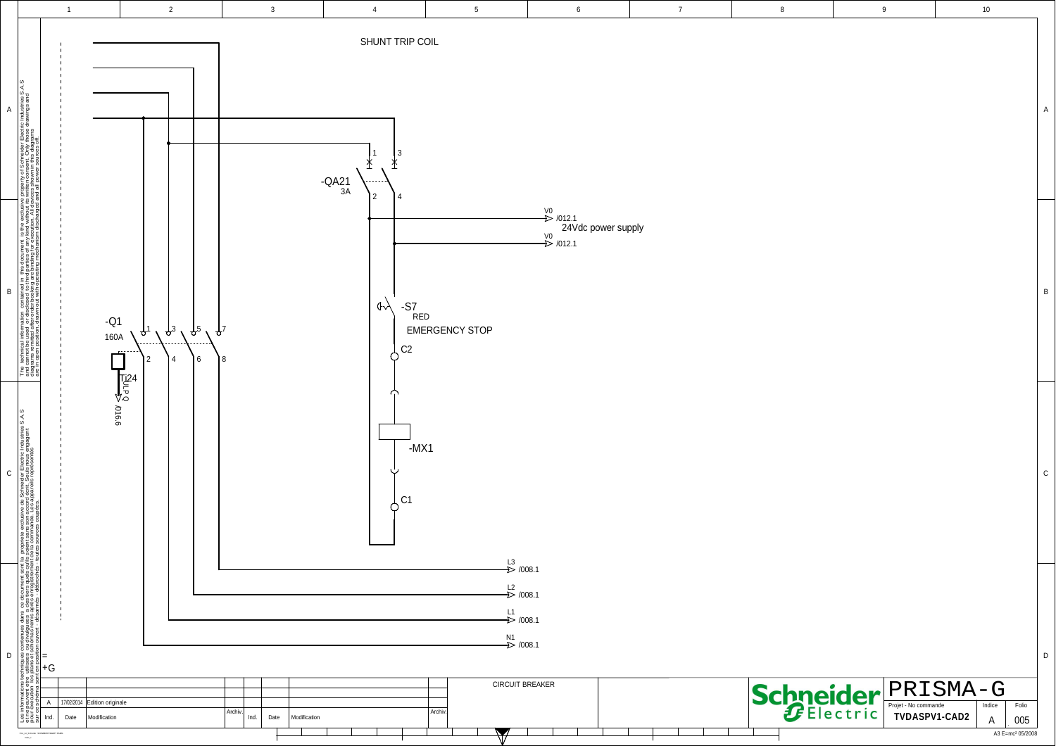SHUNT TRIP COIL

-QA21
3A

1 3
2 4

V0 /012.1
24Vdc power supply
V0 /012.1

-S7
RED
EMERGENCY STOP

C2

-MX1

C1

-Q1
160A

1 3 5 7
2 4 6 8

Ti24
ULP O
/016.6

L3 /008.1
L2 /008.1
L1 /008.1
N1 /008.1

=
+G

The technical information contained in this document is the exclusive property of Schneider Electric Industries S.A.S and cannot be used or disclosed to third parties of any kind without its written consent. Only those drawings and diagrams remitted after order booking are binding for execution. All devices shown in this diagrams are in open position, drawn out with operating mechanism discharged and all power sources off.

Les informations techniques contenues dans ce document sont la propriété exclusive de Schneider Electric Industries S.A.S et ne peuvent être utilisées ou divulguées à des tiers quels qu'ils soient sans son accord écrit. Seuls nous engagent pour exécution les plans et schémas remis après enregistrement de la commande. Les appareils représentés sur ce schéma sont en position ouvert, débrochés, toutes sources coupées.

| Ind. | Date | Modification | Archiv. | Ind. | Date | Modification | Archiv. |
|---|---|---|---|---|---|---|---|
| A | 17/02/2014 | Edition originale | | | | | |

CIRCUIT BREAKER

Schneider Electric

PRISMA-G

| Projet - No commande | Indice | Folio |
|---|---|---|
| TVDASPV1-CAD2 | A | 005 |

A3 E=mc² 05/2008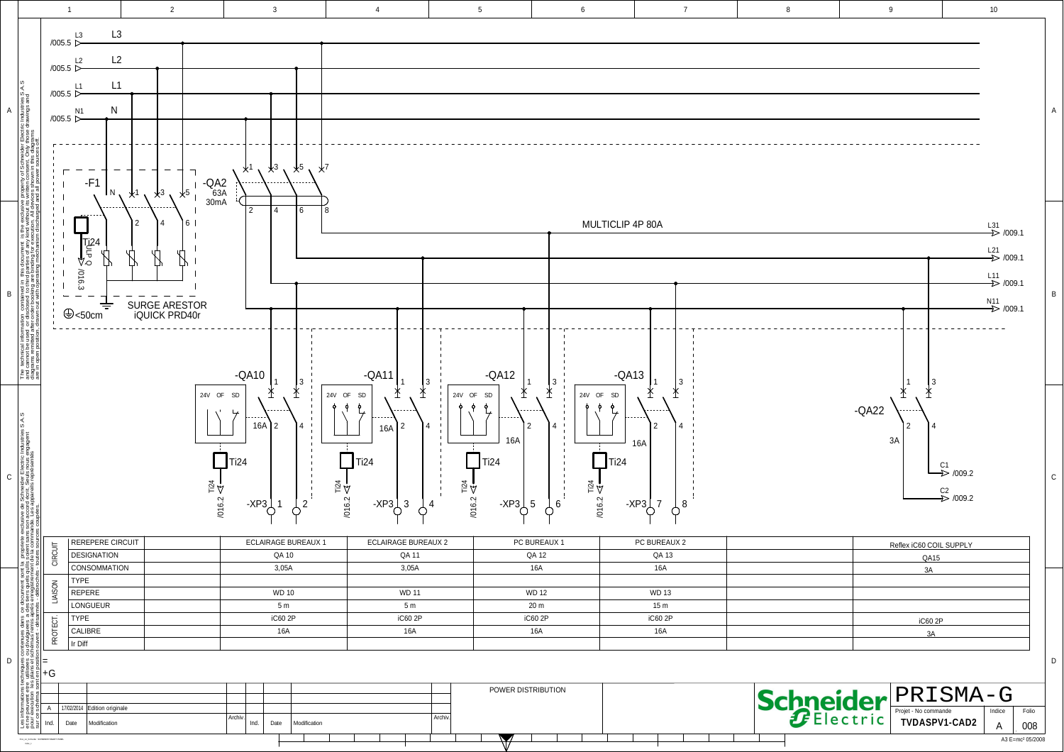L3 /005.5
L2 /005.5
L1 /005.5
N1 /005.5

-F1

Ti24

SURGE ARESTOR
iQUICK PRD40r

<50cm

-QA2
63A
30mA

MULTICLIP 4P 80A

L31 /009.1
L21 /009.1
L11 /009.1
N11 /009.1

-QA10 16A
-QA11 16A
-QA12 16A
-QA13 16A
-QA22 3A

C1 /009.2
C2 /009.2

| | | ECLAIRAGE BUREAUX 1 | ECLAIRAGE BUREAUX 2 | PC BUREAUX 1 | PC BUREAUX 2 | | |
|---|---|---|---|---|---|---|---|
| CIRCUIT | REREPERE CIRCUIT | ECLAIRAGE BUREAUX 1 | ECLAIRAGE BUREAUX 2 | PC BUREAUX 1 | PC BUREAUX 2 | | Reflex iC60 COIL SUPPLY |
| | DESIGNATION | QA 10 | QA 11 | QA 12 | QA 13 | | QA15 |
| | CONSOMMATION | 3,05A | 3,05A | 16A | 16A | | 3A |
| LIAISON | TYPE | | | | | | |
| | REPERE | WD 10 | WD 11 | WD 12 | WD 13 | | |
| | LONGUEUR | 5 m | 5 m | 20 m | 15 m | | |
| PROTECT. | TYPE | iC60 2P | iC60 2P | iC60 2P | iC60 2P | | iC60 2P |
| | CALIBRE | 16A | 16A | 16A | 16A | | 3A |
| | Ir Diff | | | | | | |

=
+G

| Ind. | Date | Modification |
|---|---|---|
| A | 17/02/2014 | Edition originale |

POWER DISTRIBUTION

Schneider Electric — PRISMA-G

Projet - No commande: TVDASPV1-CAD2 — Indice: A — Folio: 008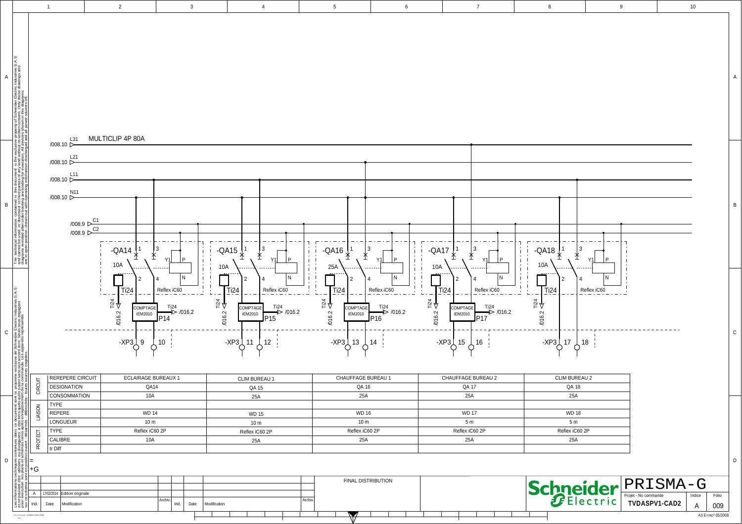MULTICLIP 4P 80A

/008.10 L31
/008.10 L21
/008.10 L11
/008.10 N11
/008.9 C1
/008.9 C2

-QA14 10A Ti24 Reflex iC60 COMPTAGE iEM2010 P14 Ti24 /016.2 -XP3 9 10

-QA15 10A Ti24 Reflex iC60 COMPTAGE iEM2010 P15 Ti24 /016.2 -XP3 11 12

-QA16 25A Ti24 Reflex iC60 COMPTAGE iEM2010 P16 Ti24 /016.2 -XP3 13 14

-QA17 10A Ti24 Reflex iC60 COMPTAGE iEM2010 P17 Ti24 /016.2 -XP3 15 16

-QA18 10A Ti24 Reflex iC60 Ti24 /016.2 -XP3 17 18

| | | | | | | |
|---|---|---|---|---|---|---|
| CIRCUIT | REREPERE CIRCUIT | ECLAIRAGE BUREAUX 1 | CLIM BUREAU 1 | CHAUFFAGE BUREAU 1 | CHAUFFAGE BUREAU 2 | CLIM BUREAU 2 |
| | DESIGNATION | QA14 | QA 15 | QA 16 | QA 17 | QA 18 |
| | CONSOMMATION | 10A | 25A | 25A | 25A | 25A |
| LIAISON | TYPE | | | | | |
| | REPERE | WD 14 | WD 15 | WD 16 | WD 17 | WD 18 |
| | LONGUEUR | 10 m | 10 m | 10 m | 5 m | 5 m |
| PROTECT. | TYPE | Reflex iC60 2P | Reflex iC60 2P | Reflex iC60 2P | Reflex iC60 2P | Reflex iC60 2P |
| | CALIBRE | 10A | 25A | 25A | 25A | 25A |
| | Ir Diff | | | | | |

=
+G

| Ind. | Date | Modification | Archiv. | Ind. | Date | Modification | Archiv. |
|---|---|---|---|---|---|---|---|
| A | 17/02/2014 | Edition originale | | | | | |

FINAL DISTRIBUTION

Schneider Electric — PRISMA-G

Projet - No commande: TVDASPV1-CAD2 | Indice: A | Folio: 009

A3 E=mc² 05/2008

The technical information contained in this document is the exclusive property of Schneider Electric Industries S.A.S and cannot be used or disclosed to third parties of any kind without its written consent. Only those drawings and diagrams remitted after order booking are binding for execution. All devices shown in this diagrams are in open position, drawn out with operating mechanism discharged and all power sources off.

Les informations techniques contenues dans ce document sont la propriété exclusive de Schneider Electric Industries S.A.S et ne peuvent être utilisées ou divulguées à des tiers sans son accord écrit. Seuls nous engagent pour exécution les plans et schémas remis après enregistrement de la commande. Les appareils représentés sur ce schéma sont en position ouvert - débrochés - toutes sources coupées.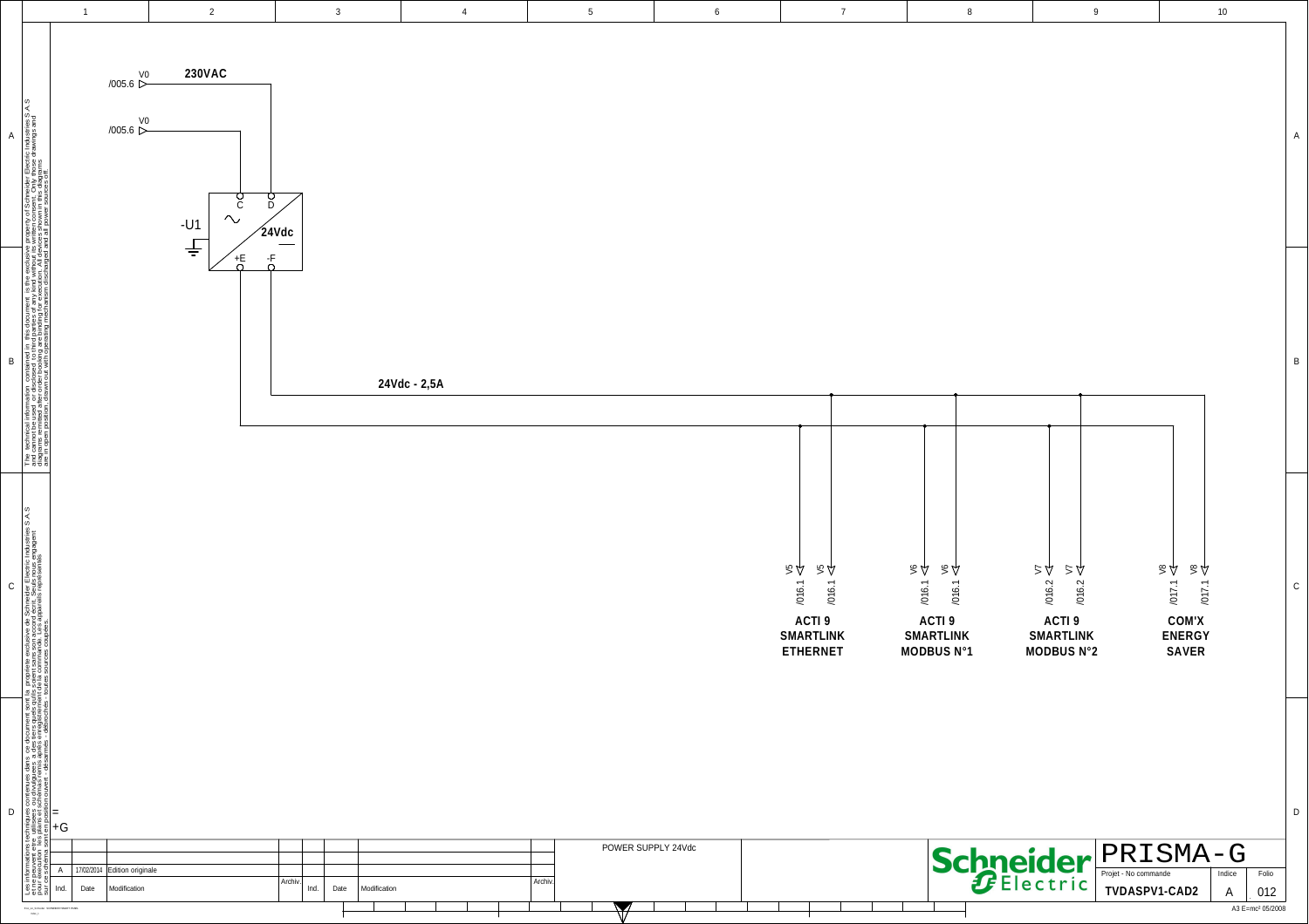V0 /005.6 **230VAC**

V0 /005.6

-U1

C D

~

**24Vdc**

+E -F

**24Vdc - 2,5A**

| V5 /016.1 | V5 /016.1 | V6 /016.1 | V6 /016.1 | V7 /016.2 | V7 /016.2 | V8 /017.1 | V8 /017.1 |
|---|---|---|---|---|---|---|---|

**ACTI 9 SMARTLINK ETHERNET**

**ACTI 9 SMARTLINK MODBUS N°1**

**ACTI 9 SMARTLINK MODBUS N°2**

**COM'X ENERGY SAVER**

=
+G

| Ind. | Date | Modification | Archiv. | Ind. | Date | Modification | Archiv. |
|---|---|---|---|---|---|---|---|
| A | 17/02/2014 | Edition originale | | | | | |

POWER SUPPLY 24Vdc

Schneider Electric

PRISMA-G

| Projet - No commande | Indice | Folio |
|---|---|---|
| TVDASPV1-CAD2 | A | 012 |

A3 E=mc² 05/2008

The technical information contained in this document is the exclusive property of Schneider Electric Industries S.A.S and cannot be used or disclosed to third parties of any kind without its written consent. Only these drawings and diagrams remitted after order booking are binding for execution. All devices shown in this diagrams are in open position, drawn out with operating mechanism discharged and all power sources off.

Les informations techniques contenues dans ce document sont la propriété exclusive de Schneider Electric Industries S.A.S et ne peuvent être utilisées ou divulguées à des tiers sans son accord écrit. Seuls nous engagent pour exécution les plans et schémas remis après enregistrement de la commande. Les appareils représentés sur ces schémas sont en position ouvert, déconnectés, désarmés, toutes sources coupées.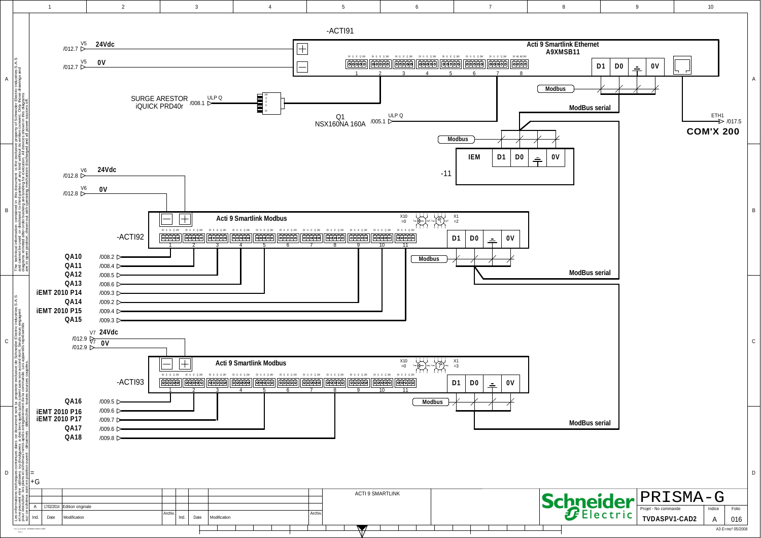# -ACTI91

**Acti 9 Smartlink Ethernet**
**A9XMSB11**

/012.7 V5 **24Vdc**
/012.7 V5 **0V**

D1 | D0 | ⏚ | 0V

**Modbus**

**ModBus serial**

SURGE ARESTOR
iQUICK PRD40r /008.1 ULP Q

Q1
NSX160NA 160A /005.1 ULP Q

ETH1 /017.5
**COM'X 200**

**Modbus**

**IEM** | D1 | D0 | ⏚ | 0V

-11

/012.8 V6 **24Vdc**
/012.8 V6 **0V**

-ACTI92

**Acti 9 Smartlink Modbus**

X10 =0 X1 =2

D1 | D0 | ⏚ | 0V

**Modbus**

**ModBus serial**

| Label | Ref |
|---|---|
| **QA10** | /008.2 |
| **QA11** | /008.4 |
| **QA12** | /008.5 |
| **QA13** | /008.6 |
| **iEMT 2010 P14** | /009.3 |
| **QA14** | /009.2 |
| **iEMT 2010 P15** | /009.4 |
| **QA15** | /009.3 |

/012.9 V7 **24Vdc**
/012.9 V7 **0V**

-ACTI93

**Acti 9 Smartlink Modbus**

X10 =0 X1 =3

D1 | D0 | ⏚ | 0V

**Modbus**

**ModBus serial**

| Label | Ref |
|---|---|
| **QA16** | /009.5 |
| **iEMT 2010 P16** | /009.6 |
| **iEMT 2010 P17** | /009.7 |
| **QA17** | /009.6 |
| **QA18** | /009.8 |

=
+G

| Ind. | Date | Modification |
|---|---|---|
| A | 17/02/2014 | Edition originale |

ACTI 9 SMARTLINK

Schneider Electric

PRISMA-G

| Projet - No commande | Indice | Folio |
|---|---|---|
| TVDASPV1-CAD2 | A | 016 |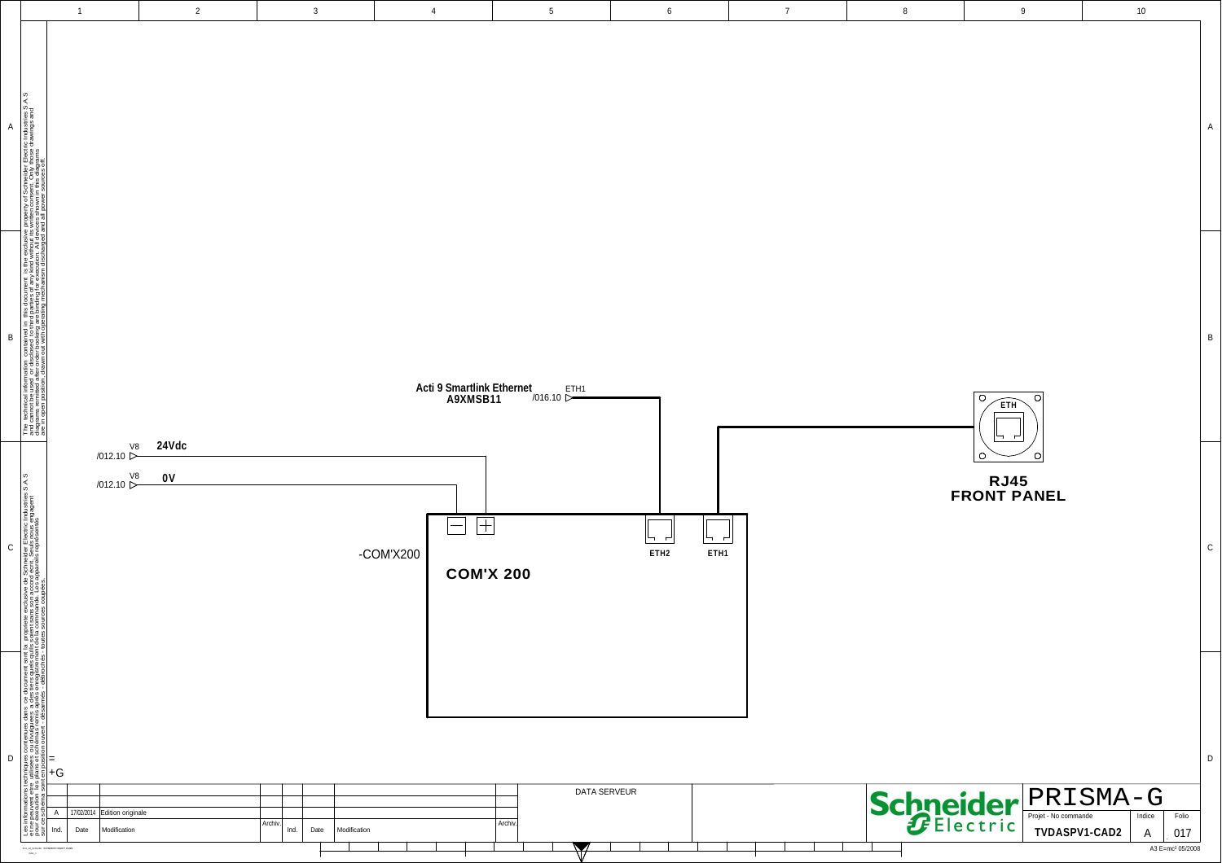Acti 9 Smartlink Ethernet
A9XMSB11

ETH1 /016.10

V8 /012.10 **24Vdc**

V8 /012.10 **0V**

-COM'X200

**COM'X 200**

ETH2

ETH1

ETH

**RJ45**
**FRONT PANEL**

The technical information contained in this document is the exclusive property of Schneider Electric Industries S.A.S and cannot be used or disclosed to third parties of any kind without its written consent. Only these drawings and diagrams remitted after order booking are binding for execution. All devices shown in this diagrams are in open position, drawn out with operating mechanism discharged and all power sources off.

Les informations techniques contenues dans ce document sont la propriété exclusive de Schneider Electric Industries S.A.S et ne peuvent être utilisées ou divulguées à des tiers quels qu'ils soient sans son accord écrit. Seuls nous engagent pour exécution les plans et schémas remis après enregistrement de la commande. Les appareils représentés sur ces schémas sont en position ouvert - désarmés - débrochés - toutes sources coupées.

=
+G

| Ind. | Date | Modification | Archiv. | Ind. | Date | Modification | Archiv. |
|---|---|---|---|---|---|---|---|
| A | 17/02/2014 | Edition originale | | | | | |

DATA SERVEUR

Schneider Electric

PRISMA-G

| Projet - No commande | Indice | Folio |
|---|---|---|
| TVDASPV1-CAD2 | A | 017 |

A3 E=mc² 05/2008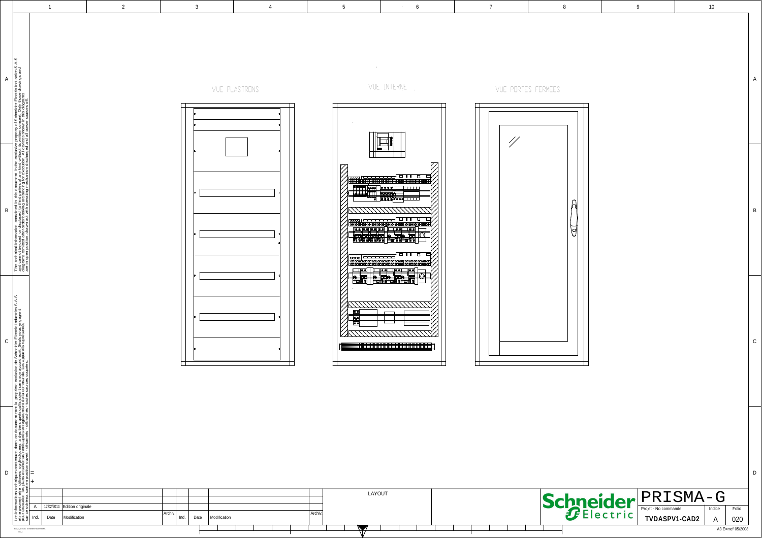VUE PLASTRONS

VUE INTERNE

VUE PORTES FERMEES

The technical information contained in this document is the exclusive property of Schneider Electric Industries S.A.S and cannot be used or disclosed to third parties of any kind without its written consent. Only these drawings and diagrams remitted after order booking are binding for execution. All devices shown in this diagrams are in open position, drawn out with operating mechanism discharged and all power sources off.

Les informations techniques contenues dans ce document sont la propriété exclusive de Schneider Electric Industries S.A.S et ne peuvent être utilisées ou divulguées à des tiers quels qu'ils soient sans son accord écrit. Seuls nous engagent pour exécution les plans et schémas remis après enregistrement de la commande. Les appareils représentés sur ce schéma sont en position ouvert, débrochés, désarmés, toutes sources coupées.

| Ind. | Date | Modification | Archiv. | Ind. | Date | Modification | Archiv. |
|---|---|---|---|---|---|---|---|
| A | 17/02/2014 | Edition originale | | | | | |

LAYOUT

Schneider Electric

PRISMA-G

| Projet - No commande | Indice | Folio |
|---|---|---|
| TVDASPV1-CAD2 | A | 020 |

A3 E=mc² 05/2008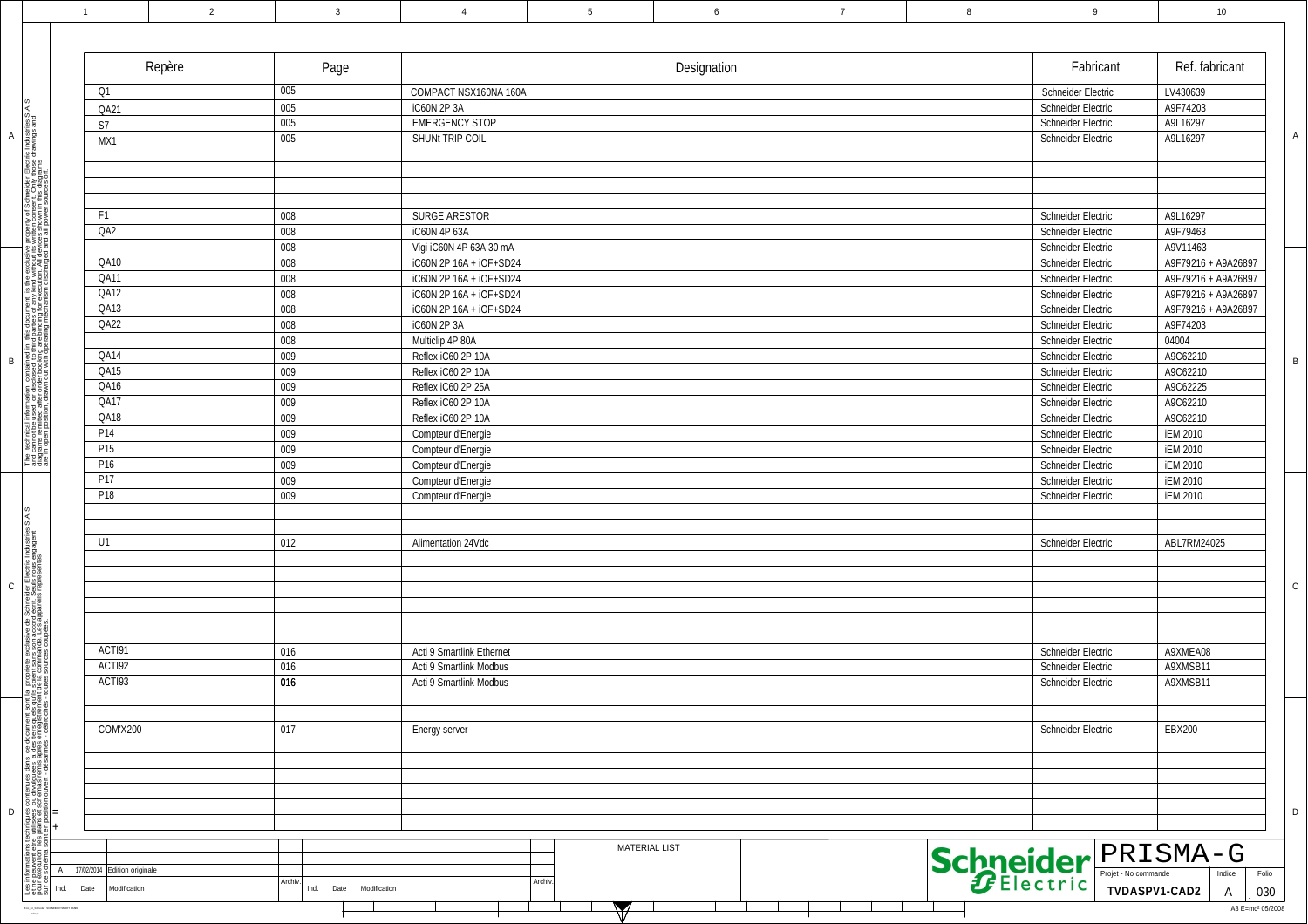| Repère | Page | Designation | Fabricant | Ref. fabricant |
|---|---|---|---|---|
| Q1 | 005 | COMPACT NSX160NA 160A | Schneider Electric | LV430639 |
| QA21 | 005 | iC60N 2P 3A | Schneider Electric | A9F74203 |
| S7 | 005 | EMERGENCY STOP | Schneider Electric | A9L16297 |
| MX1 | 005 | SHUNt TRIP COIL | Schneider Electric | A9L16297 |
| | | | | |
| | | | | |
| | | | | |
| | | | | |
| F1 | 008 | SURGE ARESTOR | Schneider Electric | A9L16297 |
| QA2 | 008 | iC60N 4P 63A | Schneider Electric | A9F79463 |
| | 008 | Vigi iC60N 4P 63A 30 mA | Schneider Electric | A9V11463 |
| QA10 | 008 | iC60N 2P 16A + iOF+SD24 | Schneider Electric | A9F79216 + A9A26897 |
| QA11 | 008 | iC60N 2P 16A + iOF+SD24 | Schneider Electric | A9F79216 + A9A26897 |
| QA12 | 008 | iC60N 2P 16A + iOF+SD24 | Schneider Electric | A9F79216 + A9A26897 |
| QA13 | 008 | iC60N 2P 16A + iOF+SD24 | Schneider Electric | A9F79216 + A9A26897 |
| QA22 | 008 | iC60N 2P 3A | Schneider Electric | A9F74203 |
| | 008 | Multiclip 4P 80A | Schneider Electric | 04004 |
| QA14 | 009 | Reflex iC60 2P 10A | Schneider Electric | A9C62210 |
| QA15 | 009 | Reflex iC60 2P 10A | Schneider Electric | A9C62210 |
| QA16 | 009 | Reflex iC60 2P 25A | Schneider Electric | A9C62225 |
| QA17 | 009 | Reflex iC60 2P 10A | Schneider Electric | A9C62210 |
| QA18 | 009 | Reflex iC60 2P 10A | Schneider Electric | A9C62210 |
| P14 | 009 | Compteur d'Energie | Schneider Electric | iEM 2010 |
| P15 | 009 | Compteur d'Energie | Schneider Electric | iEM 2010 |
| P16 | 009 | Compteur d'Energie | Schneider Electric | iEM 2010 |
| P17 | 009 | Compteur d'Energie | Schneider Electric | iEM 2010 |
| P18 | 009 | Compteur d'Energie | Schneider Electric | iEM 2010 |
| | | | | |
| | | | | |
| U1 | 012 | Alimentation 24Vdc | Schneider Electric | ABL7RM24025 |
| | | | | |
| | | | | |
| | | | | |
| | | | | |
| | | | | |
| | | | | |
| ACTI91 | 016 | Acti 9 Smartlink Ethernet | Schneider Electric | A9XMEA08 |
| ACTI92 | 016 | Acti 9 Smartlink Modbus | Schneider Electric | A9XMSB11 |
| ACTI93 | 016 | Acti 9 Smartlink Modbus | Schneider Electric | A9XMSB11 |
| | | | | |
| | | | | |
| COM'X200 | 017 | Energy server | Schneider Electric | EBX200 |
| | | | | |
| | | | | |
| | | | | |
| | | | | |
| | | | | |

The technical information contained in this document is the exclusive property of Schneider Electric Industries S.A.S and cannot be used or disclosed to third parties of any kind without its written consent. Only those drawings and diagrams remitted after order booking are binding for execution. All devices shown in this diagrams are in open position, drawn out with operating mechanism discharged and all power sources off.

Les informations techniques contenues dans ce document sont la propriété exclusive de Schneider Electric Industries S.A.S et ne peuvent être utilisées ou divulguées à des tiers sans son accord écrit. Seuls nous engagent pour exécution les plans et schémas remis après enregistrement de la commande. Les appareils représentés sur ce schéma sont en position ouvert, débrochés, toutes sources coupées.

| Ind. | Date | Modification |
|---|---|---|
| A | 17/02/2014 | Edition originale |

MATERIAL LIST

Schneider Electric

PRISMA-G

Projet - No commande: TVDASPV1-CAD2 | Indice: A | Folio: 030

A3 E=mc² 05/2008